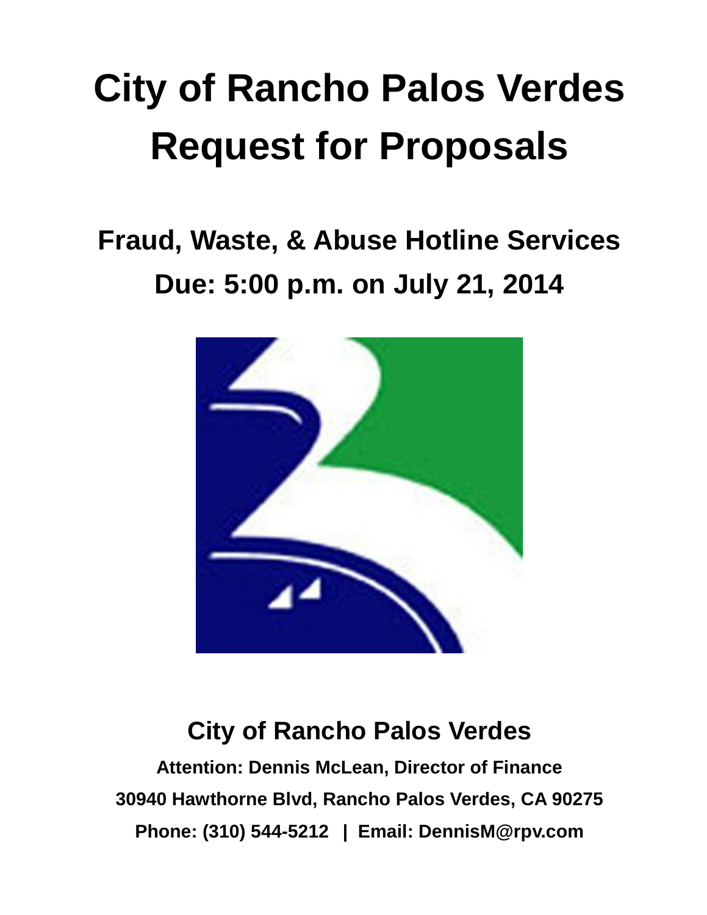# City of Rancho Palos Verdes Request for Proposals

## Fraud, Waste, & Abuse Hotline Services

## Due: 5:00 p.m. on July 21, 2014

### City of Rancho Palos Verdes

**Attention: Dennis McLean, Director of Finance**

**30940 Hawthorne Blvd, Rancho Palos Verdes, CA 90275**

**Phone: (310) 544-5212 | Email: DennisM@rpv.com**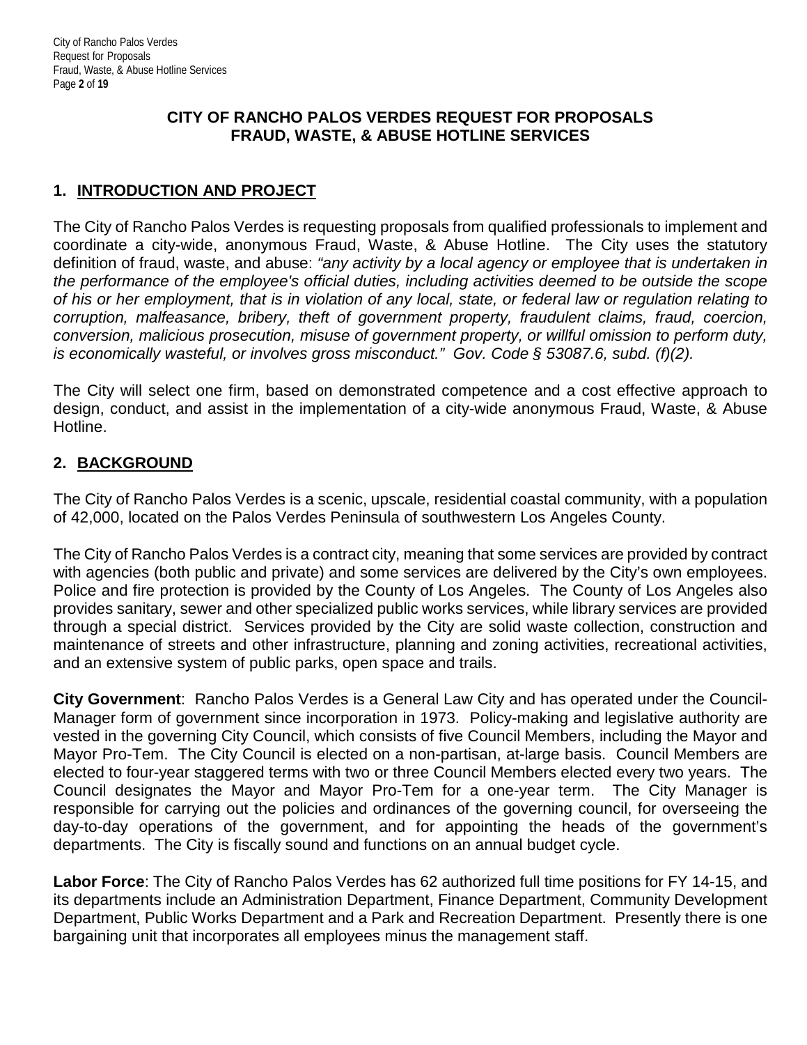## CITY OF RANCHO PALOS VERDES REQUEST FOR PROPOSALS
## FRAUD, WASTE, & ABUSE HOTLINE SERVICES

## 1. INTRODUCTION AND PROJECT

The City of Rancho Palos Verdes is requesting proposals from qualified professionals to implement and coordinate a city-wide, anonymous Fraud, Waste, & Abuse Hotline. The City uses the statutory definition of fraud, waste, and abuse: *"any activity by a local agency or employee that is undertaken in the performance of the employee's official duties, including activities deemed to be outside the scope of his or her employment, that is in violation of any local, state, or federal law or regulation relating to corruption, malfeasance, bribery, theft of government property, fraudulent claims, fraud, coercion, conversion, malicious prosecution, misuse of government property, or willful omission to perform duty, is economically wasteful, or involves gross misconduct." Gov. Code § 53087.6, subd. (f)(2).*

The City will select one firm, based on demonstrated competence and a cost effective approach to design, conduct, and assist in the implementation of a city-wide anonymous Fraud, Waste, & Abuse Hotline.

## 2. BACKGROUND

The City of Rancho Palos Verdes is a scenic, upscale, residential coastal community, with a population of 42,000, located on the Palos Verdes Peninsula of southwestern Los Angeles County.

The City of Rancho Palos Verdes is a contract city, meaning that some services are provided by contract with agencies (both public and private) and some services are delivered by the City's own employees. Police and fire protection is provided by the County of Los Angeles. The County of Los Angeles also provides sanitary, sewer and other specialized public works services, while library services are provided through a special district. Services provided by the City are solid waste collection, construction and maintenance of streets and other infrastructure, planning and zoning activities, recreational activities, and an extensive system of public parks, open space and trails.

**City Government**: Rancho Palos Verdes is a General Law City and has operated under the Council-Manager form of government since incorporation in 1973. Policy-making and legislative authority are vested in the governing City Council, which consists of five Council Members, including the Mayor and Mayor Pro-Tem. The City Council is elected on a non-partisan, at-large basis. Council Members are elected to four-year staggered terms with two or three Council Members elected every two years. The Council designates the Mayor and Mayor Pro-Tem for a one-year term. The City Manager is responsible for carrying out the policies and ordinances of the governing council, for overseeing the day-to-day operations of the government, and for appointing the heads of the government's departments. The City is fiscally sound and functions on an annual budget cycle.

**Labor Force**: The City of Rancho Palos Verdes has 62 authorized full time positions for FY 14-15, and its departments include an Administration Department, Finance Department, Community Development Department, Public Works Department and a Park and Recreation Department. Presently there is one bargaining unit that incorporates all employees minus the management staff.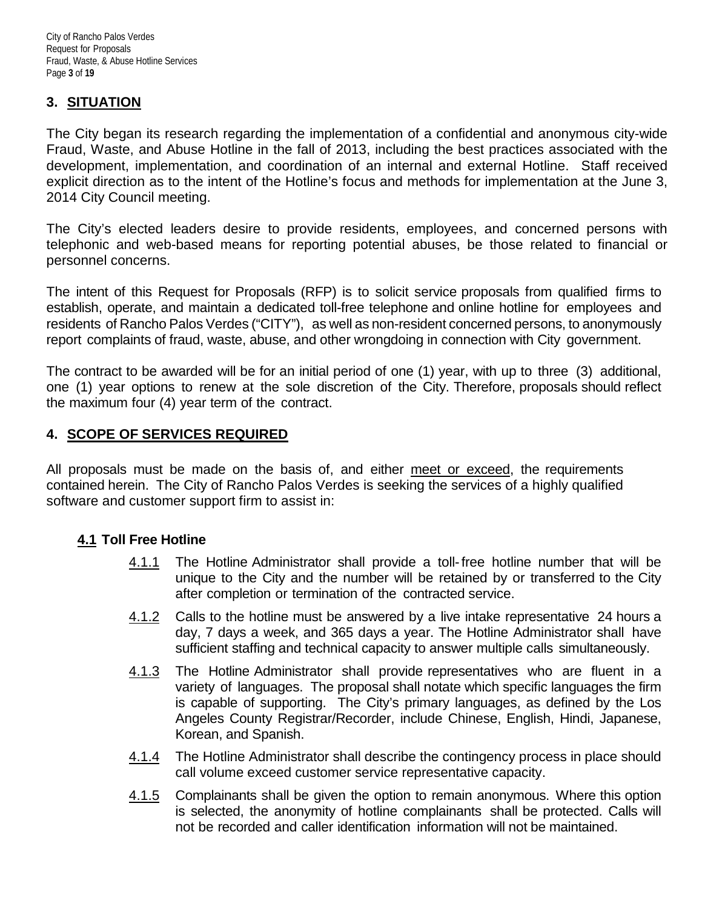## 3. SITUATION

The City began its research regarding the implementation of a confidential and anonymous city-wide Fraud, Waste, and Abuse Hotline in the fall of 2013, including the best practices associated with the development, implementation, and coordination of an internal and external Hotline. Staff received explicit direction as to the intent of the Hotline's focus and methods for implementation at the June 3, 2014 City Council meeting.

The City's elected leaders desire to provide residents, employees, and concerned persons with telephonic and web-based means for reporting potential abuses, be those related to financial or personnel concerns.

The intent of this Request for Proposals (RFP) is to solicit service proposals from qualified firms to establish, operate, and maintain a dedicated toll-free telephone and online hotline for employees and residents of Rancho Palos Verdes ("CITY"), as well as non-resident concerned persons, to anonymously report complaints of fraud, waste, abuse, and other wrongdoing in connection with City government.

The contract to be awarded will be for an initial period of one (1) year, with up to three (3) additional, one (1) year options to renew at the sole discretion of the City. Therefore, proposals should reflect the maximum four (4) year term of the contract.

## 4. SCOPE OF SERVICES REQUIRED

All proposals must be made on the basis of, and either meet or exceed, the requirements contained herein. The City of Rancho Palos Verdes is seeking the services of a highly qualified software and customer support firm to assist in:

### 4.1 Toll Free Hotline

4.1.1 The Hotline Administrator shall provide a toll-free hotline number that will be unique to the City and the number will be retained by or transferred to the City after completion or termination of the contracted service.

4.1.2 Calls to the hotline must be answered by a live intake representative 24 hours a day, 7 days a week, and 365 days a year. The Hotline Administrator shall have sufficient staffing and technical capacity to answer multiple calls simultaneously.

4.1.3 The Hotline Administrator shall provide representatives who are fluent in a variety of languages. The proposal shall notate which specific languages the firm is capable of supporting. The City's primary languages, as defined by the Los Angeles County Registrar/Recorder, include Chinese, English, Hindi, Japanese, Korean, and Spanish.

4.1.4 The Hotline Administrator shall describe the contingency process in place should call volume exceed customer service representative capacity.

4.1.5 Complainants shall be given the option to remain anonymous. Where this option is selected, the anonymity of hotline complainants shall be protected. Calls will not be recorded and caller identification information will not be maintained.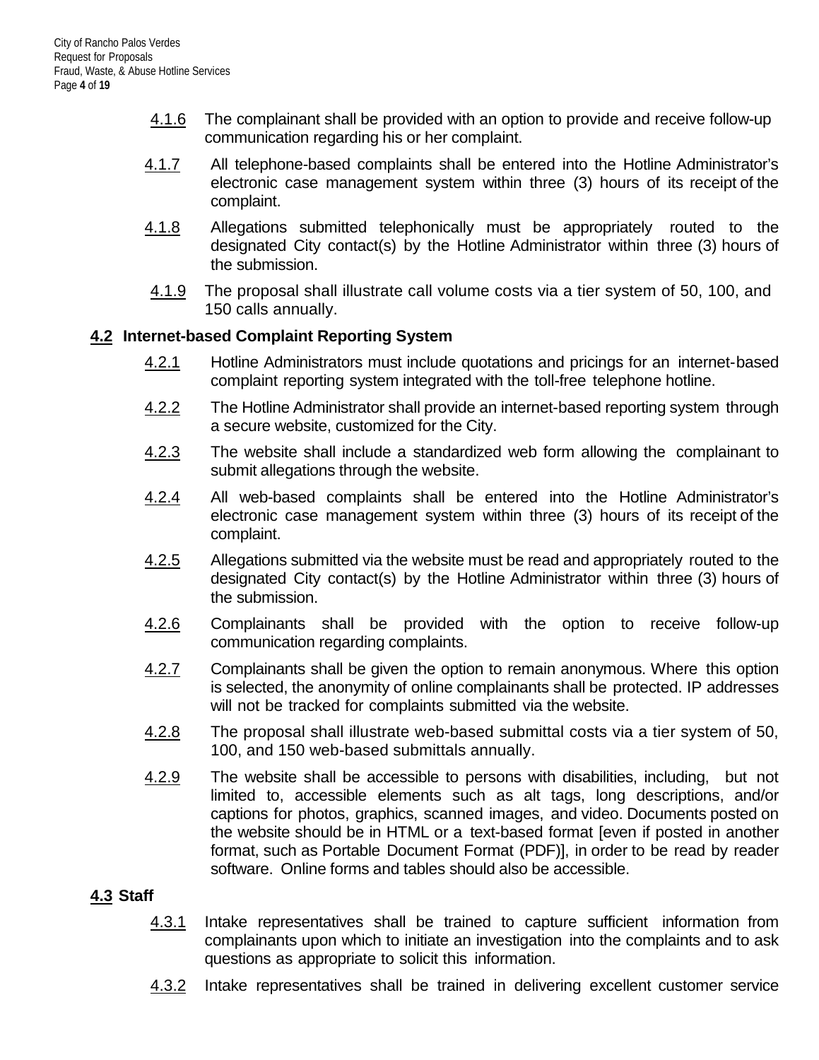4.1.6 The complainant shall be provided with an option to provide and receive follow-up communication regarding his or her complaint.

4.1.7 All telephone-based complaints shall be entered into the Hotline Administrator's electronic case management system within three (3) hours of its receipt of the complaint.

4.1.8 Allegations submitted telephonically must be appropriately routed to the designated City contact(s) by the Hotline Administrator within three (3) hours of the submission.

4.1.9 The proposal shall illustrate call volume costs via a tier system of 50, 100, and 150 calls annually.

## 4.2 Internet-based Complaint Reporting System

4.2.1 Hotline Administrators must include quotations and pricings for an internet-based complaint reporting system integrated with the toll-free telephone hotline.

4.2.2 The Hotline Administrator shall provide an internet-based reporting system through a secure website, customized for the City.

4.2.3 The website shall include a standardized web form allowing the complainant to submit allegations through the website.

4.2.4 All web-based complaints shall be entered into the Hotline Administrator's electronic case management system within three (3) hours of its receipt of the complaint.

4.2.5 Allegations submitted via the website must be read and appropriately routed to the designated City contact(s) by the Hotline Administrator within three (3) hours of the submission.

4.2.6 Complainants shall be provided with the option to receive follow-up communication regarding complaints.

4.2.7 Complainants shall be given the option to remain anonymous. Where this option is selected, the anonymity of online complainants shall be protected. IP addresses will not be tracked for complaints submitted via the website.

4.2.8 The proposal shall illustrate web-based submittal costs via a tier system of 50, 100, and 150 web-based submittals annually.

4.2.9 The website shall be accessible to persons with disabilities, including, but not limited to, accessible elements such as alt tags, long descriptions, and/or captions for photos, graphics, scanned images, and video. Documents posted on the website should be in HTML or a text-based format [even if posted in another format, such as Portable Document Format (PDF)], in order to be read by reader software. Online forms and tables should also be accessible.

## 4.3 Staff

4.3.1 Intake representatives shall be trained to capture sufficient information from complainants upon which to initiate an investigation into the complaints and to ask questions as appropriate to solicit this information.

4.3.2 Intake representatives shall be trained in delivering excellent customer service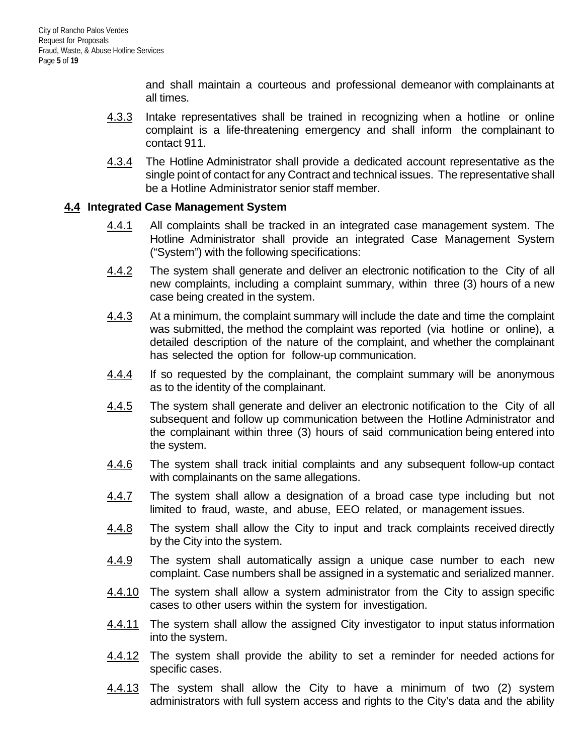and shall maintain a courteous and professional demeanor with complainants at all times.

4.3.3 Intake representatives shall be trained in recognizing when a hotline or online complaint is a life-threatening emergency and shall inform the complainant to contact 911.

4.3.4 The Hotline Administrator shall provide a dedicated account representative as the single point of contact for any Contract and technical issues. The representative shall be a Hotline Administrator senior staff member.

## 4.4 Integrated Case Management System

4.4.1 All complaints shall be tracked in an integrated case management system. The Hotline Administrator shall provide an integrated Case Management System ("System") with the following specifications:

4.4.2 The system shall generate and deliver an electronic notification to the City of all new complaints, including a complaint summary, within three (3) hours of a new case being created in the system.

4.4.3 At a minimum, the complaint summary will include the date and time the complaint was submitted, the method the complaint was reported (via hotline or online), a detailed description of the nature of the complaint, and whether the complainant has selected the option for follow-up communication.

4.4.4 If so requested by the complainant, the complaint summary will be anonymous as to the identity of the complainant.

4.4.5 The system shall generate and deliver an electronic notification to the City of all subsequent and follow up communication between the Hotline Administrator and the complainant within three (3) hours of said communication being entered into the system.

4.4.6 The system shall track initial complaints and any subsequent follow-up contact with complainants on the same allegations.

4.4.7 The system shall allow a designation of a broad case type including but not limited to fraud, waste, and abuse, EEO related, or management issues.

4.4.8 The system shall allow the City to input and track complaints received directly by the City into the system.

4.4.9 The system shall automatically assign a unique case number to each new complaint. Case numbers shall be assigned in a systematic and serialized manner.

4.4.10 The system shall allow a system administrator from the City to assign specific cases to other users within the system for investigation.

4.4.11 The system shall allow the assigned City investigator to input status information into the system.

4.4.12 The system shall provide the ability to set a reminder for needed actions for specific cases.

4.4.13 The system shall allow the City to have a minimum of two (2) system administrators with full system access and rights to the City's data and the ability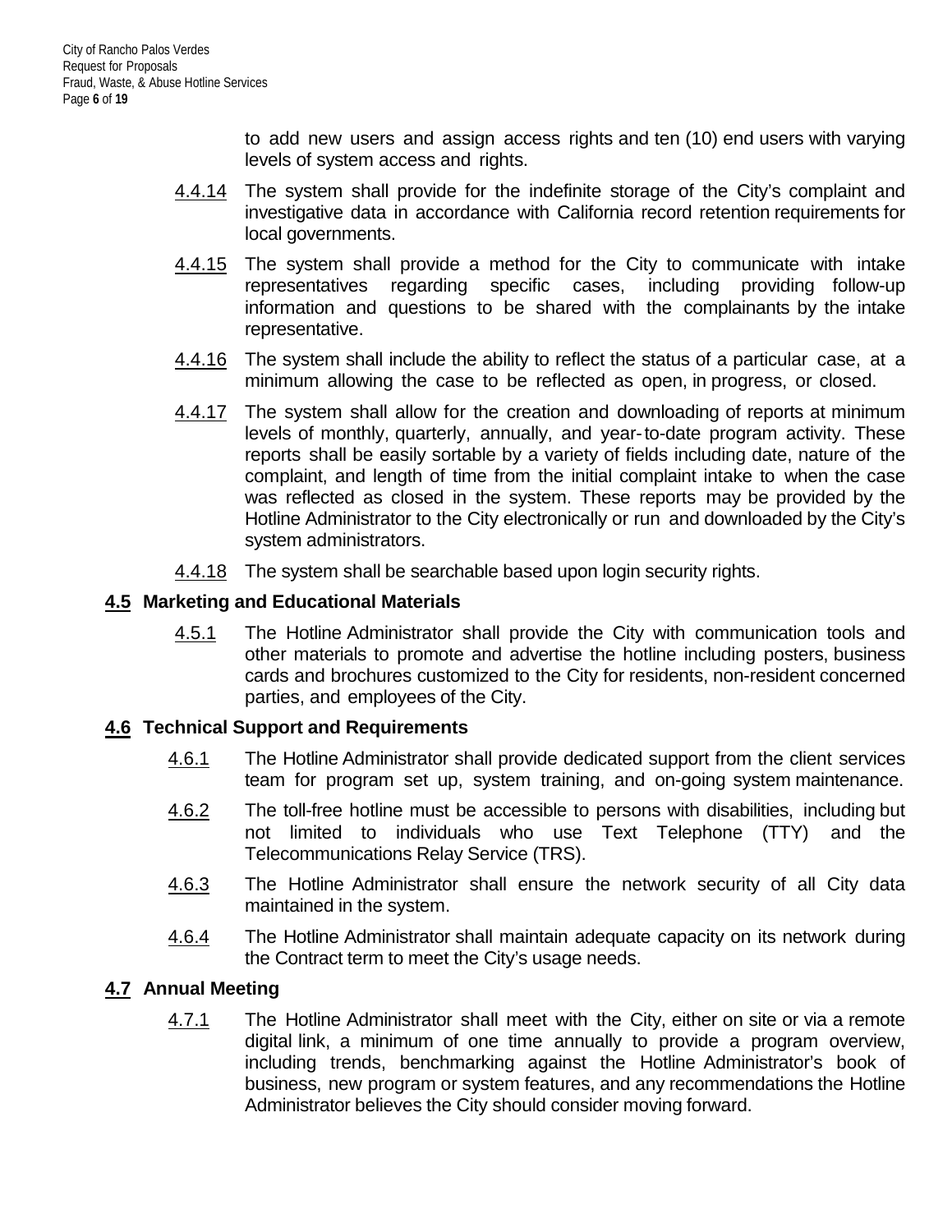to add new users and assign access rights and ten (10) end users with varying levels of system access and rights.

4.4.14 The system shall provide for the indefinite storage of the City's complaint and investigative data in accordance with California record retention requirements for local governments.

4.4.15 The system shall provide a method for the City to communicate with intake representatives regarding specific cases, including providing follow-up information and questions to be shared with the complainants by the intake representative.

4.4.16 The system shall include the ability to reflect the status of a particular case, at a minimum allowing the case to be reflected as open, in progress, or closed.

4.4.17 The system shall allow for the creation and downloading of reports at minimum levels of monthly, quarterly, annually, and year-to-date program activity. These reports shall be easily sortable by a variety of fields including date, nature of the complaint, and length of time from the initial complaint intake to when the case was reflected as closed in the system. These reports may be provided by the Hotline Administrator to the City electronically or run and downloaded by the City's system administrators.

4.4.18 The system shall be searchable based upon login security rights.

## 4.5 Marketing and Educational Materials

4.5.1 The Hotline Administrator shall provide the City with communication tools and other materials to promote and advertise the hotline including posters, business cards and brochures customized to the City for residents, non-resident concerned parties, and employees of the City.

## 4.6 Technical Support and Requirements

4.6.1 The Hotline Administrator shall provide dedicated support from the client services team for program set up, system training, and on-going system maintenance.

4.6.2 The toll-free hotline must be accessible to persons with disabilities, including but not limited to individuals who use Text Telephone (TTY) and the Telecommunications Relay Service (TRS).

4.6.3 The Hotline Administrator shall ensure the network security of all City data maintained in the system.

4.6.4 The Hotline Administrator shall maintain adequate capacity on its network during the Contract term to meet the City's usage needs.

## 4.7 Annual Meeting

4.7.1 The Hotline Administrator shall meet with the City, either on site or via a remote digital link, a minimum of one time annually to provide a program overview, including trends, benchmarking against the Hotline Administrator's book of business, new program or system features, and any recommendations the Hotline Administrator believes the City should consider moving forward.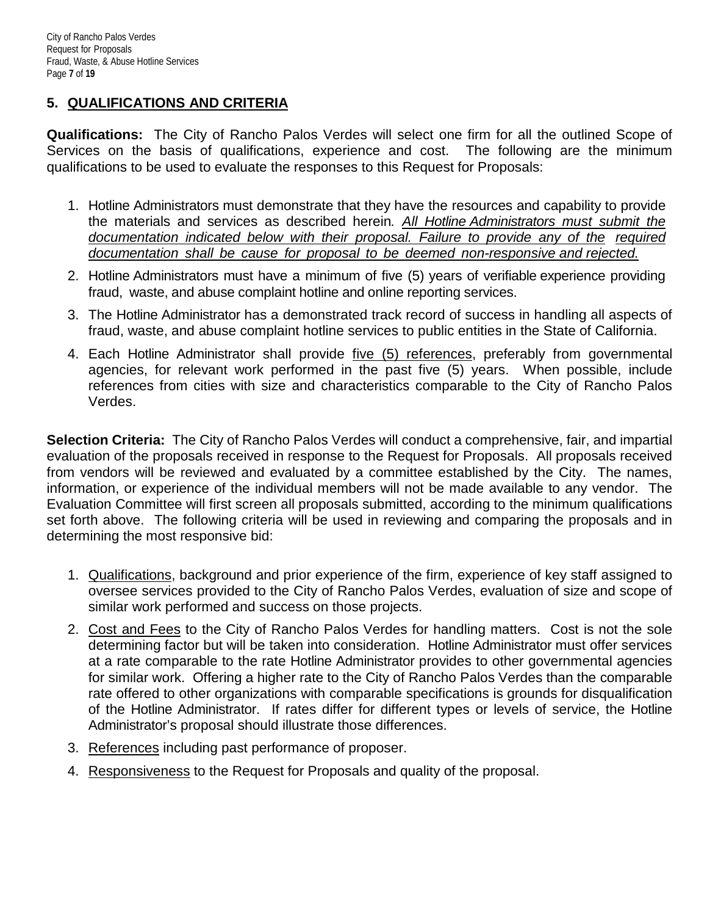## 5. QUALIFICATIONS AND CRITERIA

**Qualifications:** The City of Rancho Palos Verdes will select one firm for all the outlined Scope of Services on the basis of qualifications, experience and cost. The following are the minimum qualifications to be used to evaluate the responses to this Request for Proposals:

1. Hotline Administrators must demonstrate that they have the resources and capability to provide the materials and services as described herein. *All Hotline Administrators must submit the documentation indicated below with their proposal. Failure to provide any of the required documentation shall be cause for proposal to be deemed non-responsive and rejected.*
2. Hotline Administrators must have a minimum of five (5) years of verifiable experience providing fraud, waste, and abuse complaint hotline and online reporting services.
3. The Hotline Administrator has a demonstrated track record of success in handling all aspects of fraud, waste, and abuse complaint hotline services to public entities in the State of California.
4. Each Hotline Administrator shall provide five (5) references, preferably from governmental agencies, for relevant work performed in the past five (5) years. When possible, include references from cities with size and characteristics comparable to the City of Rancho Palos Verdes.

**Selection Criteria:** The City of Rancho Palos Verdes will conduct a comprehensive, fair, and impartial evaluation of the proposals received in response to the Request for Proposals. All proposals received from vendors will be reviewed and evaluated by a committee established by the City. The names, information, or experience of the individual members will not be made available to any vendor. The Evaluation Committee will first screen all proposals submitted, according to the minimum qualifications set forth above. The following criteria will be used in reviewing and comparing the proposals and in determining the most responsive bid:

1. Qualifications, background and prior experience of the firm, experience of key staff assigned to oversee services provided to the City of Rancho Palos Verdes, evaluation of size and scope of similar work performed and success on those projects.
2. Cost and Fees to the City of Rancho Palos Verdes for handling matters. Cost is not the sole determining factor but will be taken into consideration. Hotline Administrator must offer services at a rate comparable to the rate Hotline Administrator provides to other governmental agencies for similar work. Offering a higher rate to the City of Rancho Palos Verdes than the comparable rate offered to other organizations with comparable specifications is grounds for disqualification of the Hotline Administrator. If rates differ for different types or levels of service, the Hotline Administrator's proposal should illustrate those differences.
3. References including past performance of proposer.
4. Responsiveness to the Request for Proposals and quality of the proposal.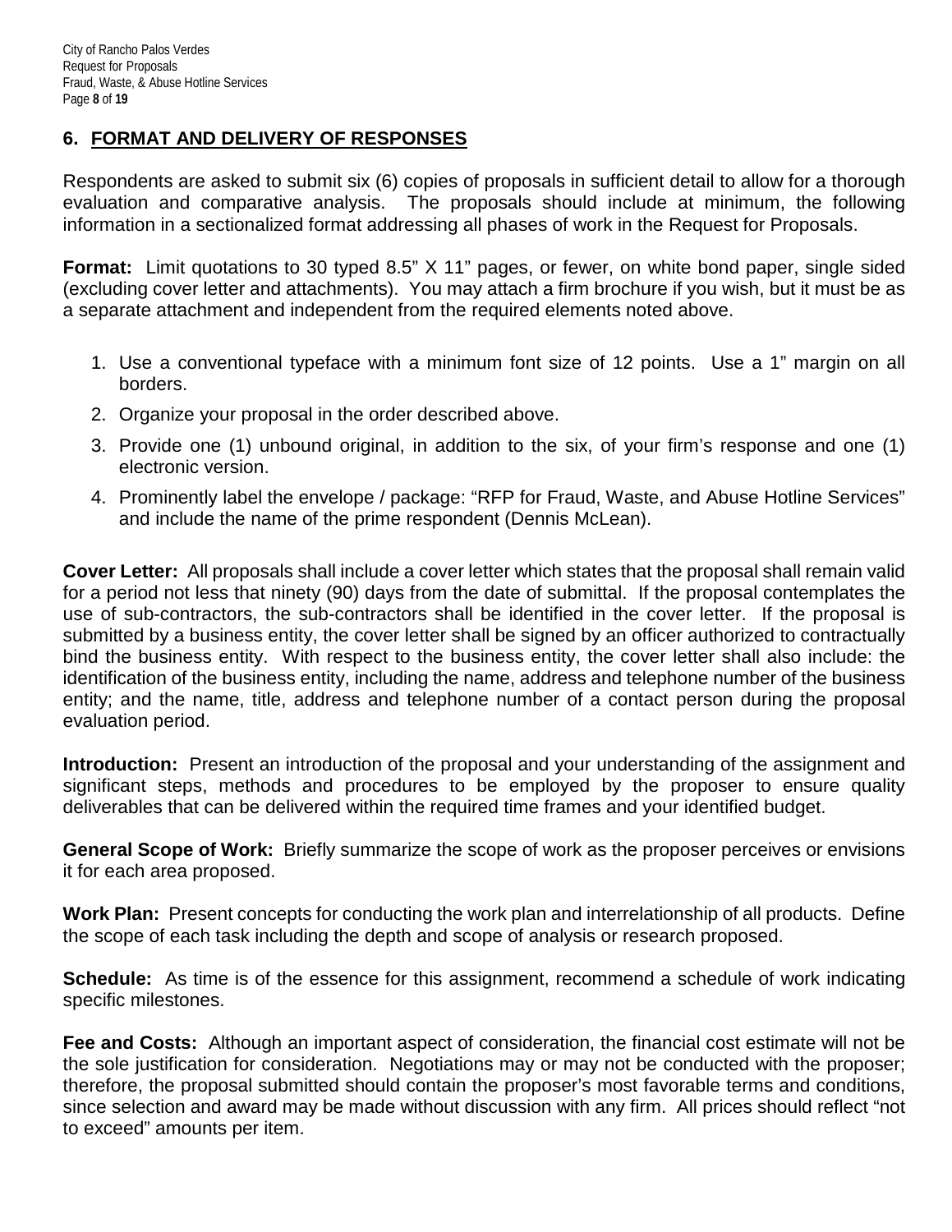## 6. FORMAT AND DELIVERY OF RESPONSES

Respondents are asked to submit six (6) copies of proposals in sufficient detail to allow for a thorough evaluation and comparative analysis. The proposals should include at minimum, the following information in a sectionalized format addressing all phases of work in the Request for Proposals.

**Format:** Limit quotations to 30 typed 8.5" X 11" pages, or fewer, on white bond paper, single sided (excluding cover letter and attachments). You may attach a firm brochure if you wish, but it must be as a separate attachment and independent from the required elements noted above.

1. Use a conventional typeface with a minimum font size of 12 points. Use a 1" margin on all borders.
2. Organize your proposal in the order described above.
3. Provide one (1) unbound original, in addition to the six, of your firm's response and one (1) electronic version.
4. Prominently label the envelope / package: "RFP for Fraud, Waste, and Abuse Hotline Services" and include the name of the prime respondent (Dennis McLean).

**Cover Letter:** All proposals shall include a cover letter which states that the proposal shall remain valid for a period not less that ninety (90) days from the date of submittal. If the proposal contemplates the use of sub-contractors, the sub-contractors shall be identified in the cover letter. If the proposal is submitted by a business entity, the cover letter shall be signed by an officer authorized to contractually bind the business entity. With respect to the business entity, the cover letter shall also include: the identification of the business entity, including the name, address and telephone number of the business entity; and the name, title, address and telephone number of a contact person during the proposal evaluation period.

**Introduction:** Present an introduction of the proposal and your understanding of the assignment and significant steps, methods and procedures to be employed by the proposer to ensure quality deliverables that can be delivered within the required time frames and your identified budget.

**General Scope of Work:** Briefly summarize the scope of work as the proposer perceives or envisions it for each area proposed.

**Work Plan:** Present concepts for conducting the work plan and interrelationship of all products. Define the scope of each task including the depth and scope of analysis or research proposed.

**Schedule:** As time is of the essence for this assignment, recommend a schedule of work indicating specific milestones.

**Fee and Costs:** Although an important aspect of consideration, the financial cost estimate will not be the sole justification for consideration. Negotiations may or may not be conducted with the proposer; therefore, the proposal submitted should contain the proposer's most favorable terms and conditions, since selection and award may be made without discussion with any firm. All prices should reflect "not to exceed" amounts per item.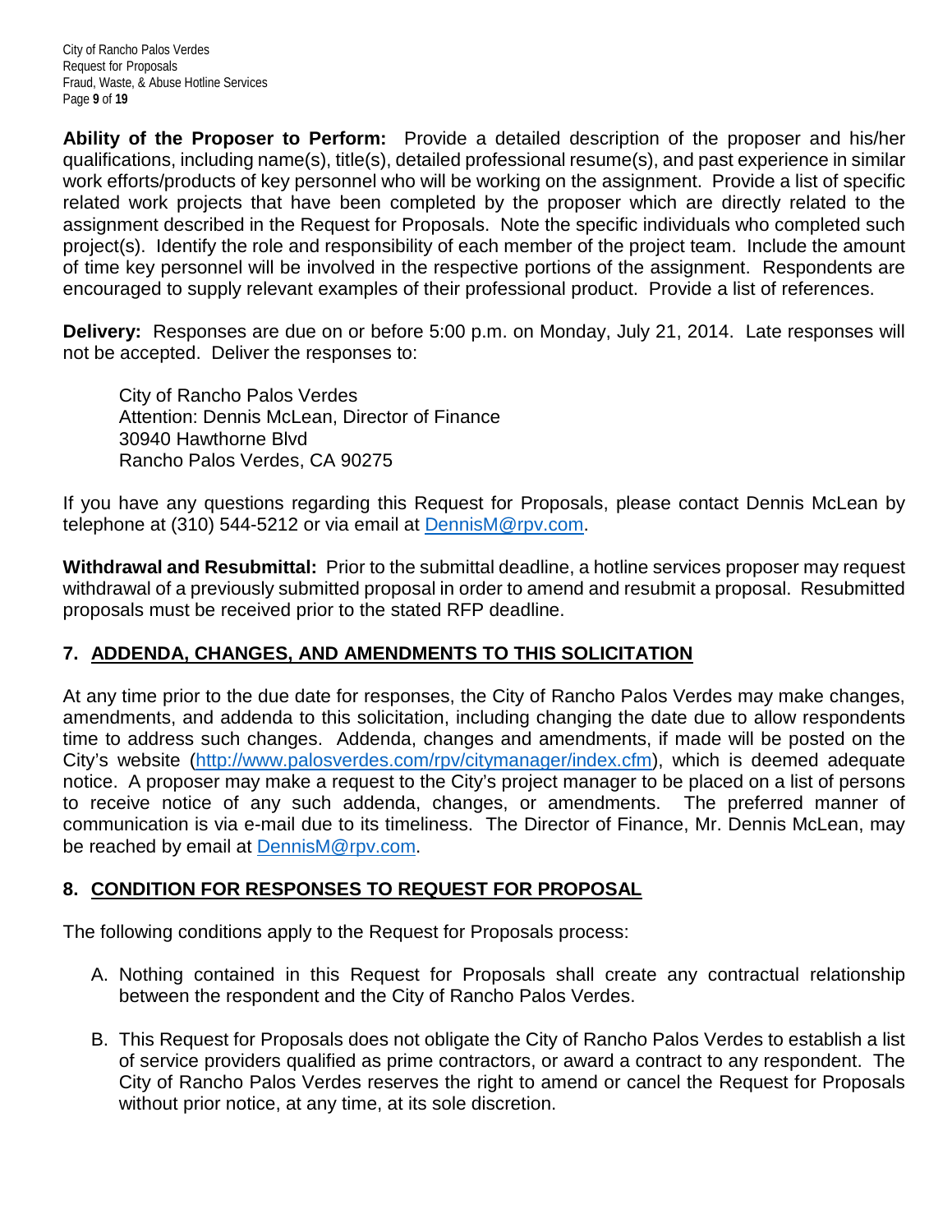**Ability of the Proposer to Perform:** Provide a detailed description of the proposer and his/her qualifications, including name(s), title(s), detailed professional resume(s), and past experience in similar work efforts/products of key personnel who will be working on the assignment. Provide a list of specific related work projects that have been completed by the proposer which are directly related to the assignment described in the Request for Proposals. Note the specific individuals who completed such project(s). Identify the role and responsibility of each member of the project team. Include the amount of time key personnel will be involved in the respective portions of the assignment. Respondents are encouraged to supply relevant examples of their professional product. Provide a list of references.

**Delivery:** Responses are due on or before 5:00 p.m. on Monday, July 21, 2014. Late responses will not be accepted. Deliver the responses to:

City of Rancho Palos Verdes
Attention: Dennis McLean, Director of Finance
30940 Hawthorne Blvd
Rancho Palos Verdes, CA 90275

If you have any questions regarding this Request for Proposals, please contact Dennis McLean by telephone at (310) 544-5212 or via email at DennisM@rpv.com.

**Withdrawal and Resubmittal:** Prior to the submittal deadline, a hotline services proposer may request withdrawal of a previously submitted proposal in order to amend and resubmit a proposal. Resubmitted proposals must be received prior to the stated RFP deadline.

## 7. ADDENDA, CHANGES, AND AMENDMENTS TO THIS SOLICITATION

At any time prior to the due date for responses, the City of Rancho Palos Verdes may make changes, amendments, and addenda to this solicitation, including changing the date due to allow respondents time to address such changes. Addenda, changes and amendments, if made will be posted on the City's website (http://www.palosverdes.com/rpv/citymanager/index.cfm), which is deemed adequate notice. A proposer may make a request to the City's project manager to be placed on a list of persons to receive notice of any such addenda, changes, or amendments. The preferred manner of communication is via e-mail due to its timeliness. The Director of Finance, Mr. Dennis McLean, may be reached by email at DennisM@rpv.com.

## 8. CONDITION FOR RESPONSES TO REQUEST FOR PROPOSAL

The following conditions apply to the Request for Proposals process:

A. Nothing contained in this Request for Proposals shall create any contractual relationship between the respondent and the City of Rancho Palos Verdes.

B. This Request for Proposals does not obligate the City of Rancho Palos Verdes to establish a list of service providers qualified as prime contractors, or award a contract to any respondent. The City of Rancho Palos Verdes reserves the right to amend or cancel the Request for Proposals without prior notice, at any time, at its sole discretion.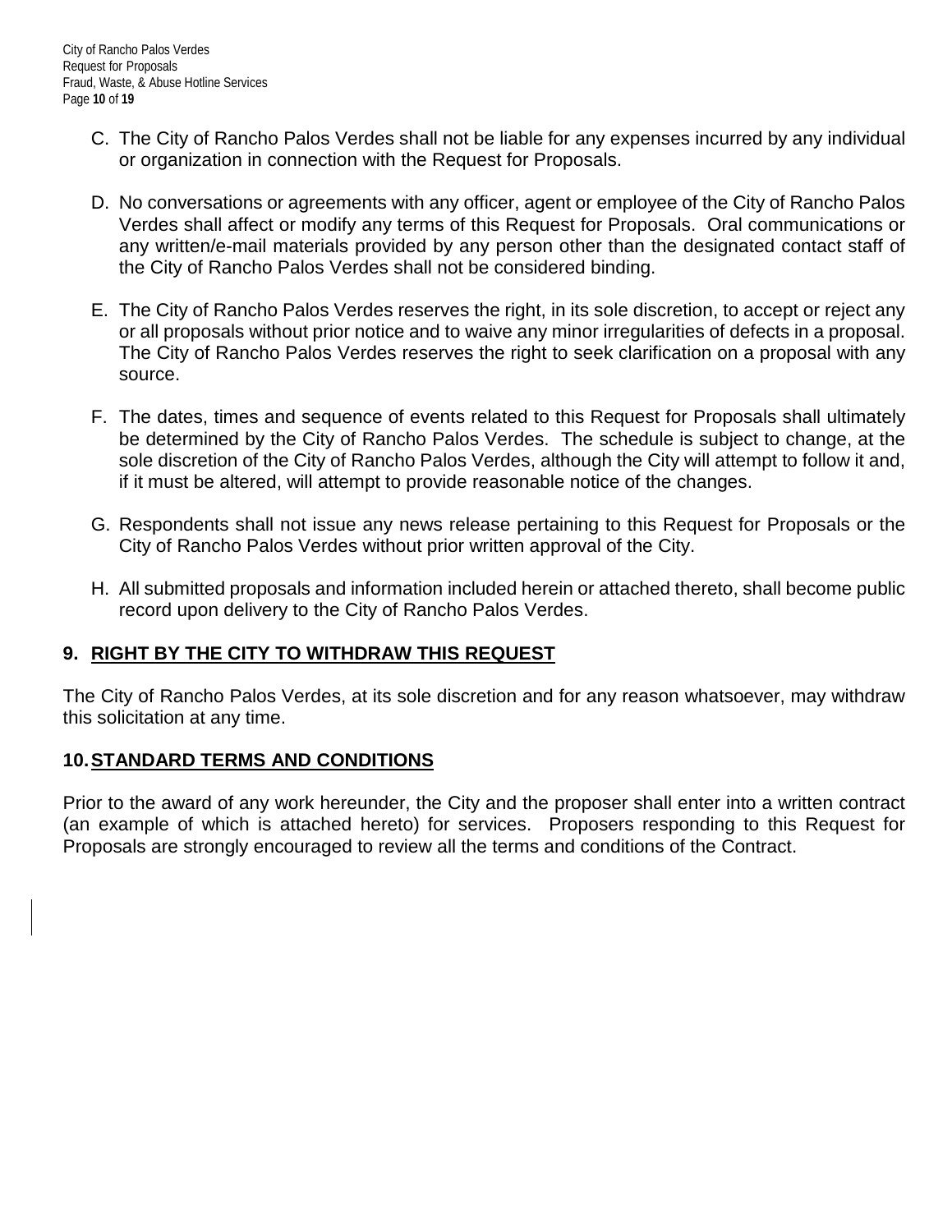C. The City of Rancho Palos Verdes shall not be liable for any expenses incurred by any individual or organization in connection with the Request for Proposals.

D. No conversations or agreements with any officer, agent or employee of the City of Rancho Palos Verdes shall affect or modify any terms of this Request for Proposals. Oral communications or any written/e-mail materials provided by any person other than the designated contact staff of the City of Rancho Palos Verdes shall not be considered binding.

E. The City of Rancho Palos Verdes reserves the right, in its sole discretion, to accept or reject any or all proposals without prior notice and to waive any minor irregularities of defects in a proposal. The City of Rancho Palos Verdes reserves the right to seek clarification on a proposal with any source.

F. The dates, times and sequence of events related to this Request for Proposals shall ultimately be determined by the City of Rancho Palos Verdes. The schedule is subject to change, at the sole discretion of the City of Rancho Palos Verdes, although the City will attempt to follow it and, if it must be altered, will attempt to provide reasonable notice of the changes.

G. Respondents shall not issue any news release pertaining to this Request for Proposals or the City of Rancho Palos Verdes without prior written approval of the City.

H. All submitted proposals and information included herein or attached thereto, shall become public record upon delivery to the City of Rancho Palos Verdes.

## 9. RIGHT BY THE CITY TO WITHDRAW THIS REQUEST

The City of Rancho Palos Verdes, at its sole discretion and for any reason whatsoever, may withdraw this solicitation at any time.

## 10. STANDARD TERMS AND CONDITIONS

Prior to the award of any work hereunder, the City and the proposer shall enter into a written contract (an example of which is attached hereto) for services. Proposers responding to this Request for Proposals are strongly encouraged to review all the terms and conditions of the Contract.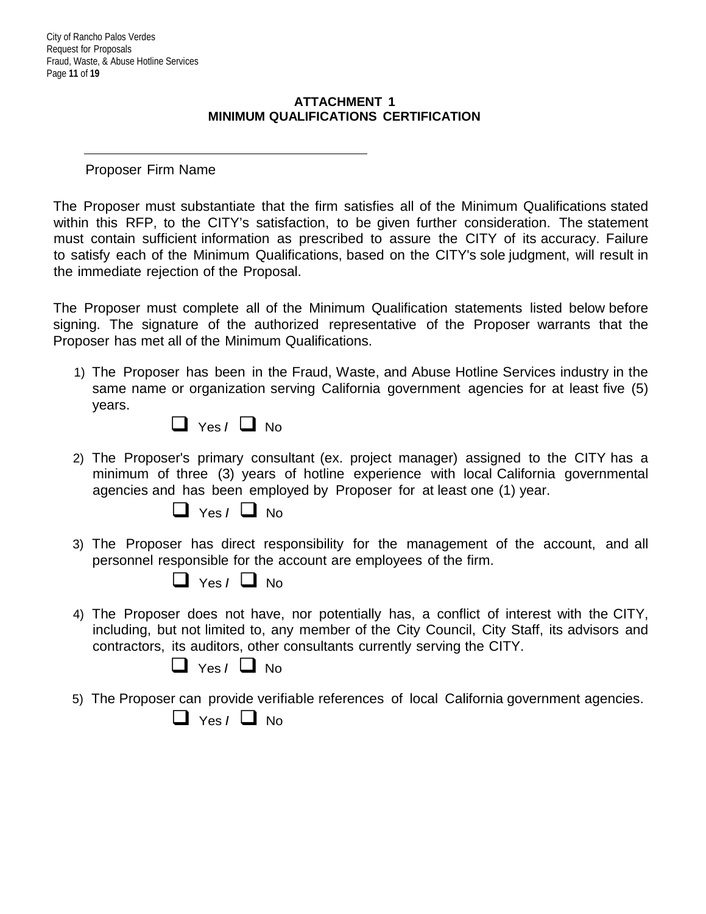**ATTACHMENT 1**
**MINIMUM QUALIFICATIONS CERTIFICATION**

\_\_\_\_\_\_\_\_\_\_\_\_\_\_\_\_\_\_\_\_\_\_\_\_\_\_\_\_\_\_\_\_\_\_\_\_\_\_\_\_

Proposer Firm Name

The Proposer must substantiate that the firm satisfies all of the Minimum Qualifications stated within this RFP, to the CITY's satisfaction, to be given further consideration. The statement must contain sufficient information as prescribed to assure the CITY of its accuracy. Failure to satisfy each of the Minimum Qualifications, based on the CITY's sole judgment, will result in the immediate rejection of the Proposal.

The Proposer must complete all of the Minimum Qualification statements listed below before signing. The signature of the authorized representative of the Proposer warrants that the Proposer has met all of the Minimum Qualifications.

1) The Proposer has been in the Fraud, Waste, and Abuse Hotline Services industry in the same name or organization serving California government agencies for at least five (5) years.

   ☐ Yes / ☐ No

2) The Proposer's primary consultant (ex. project manager) assigned to the CITY has a minimum of three (3) years of hotline experience with local California governmental agencies and has been employed by Proposer for at least one (1) year.

   ☐ Yes / ☐ No

3) The Proposer has direct responsibility for the management of the account, and all personnel responsible for the account are employees of the firm.

   ☐ Yes / ☐ No

4) The Proposer does not have, nor potentially has, a conflict of interest with the CITY, including, but not limited to, any member of the City Council, City Staff, its advisors and contractors, its auditors, other consultants currently serving the CITY.

   ☐ Yes / ☐ No

5) The Proposer can provide verifiable references of local California government agencies.

   ☐ Yes / ☐ No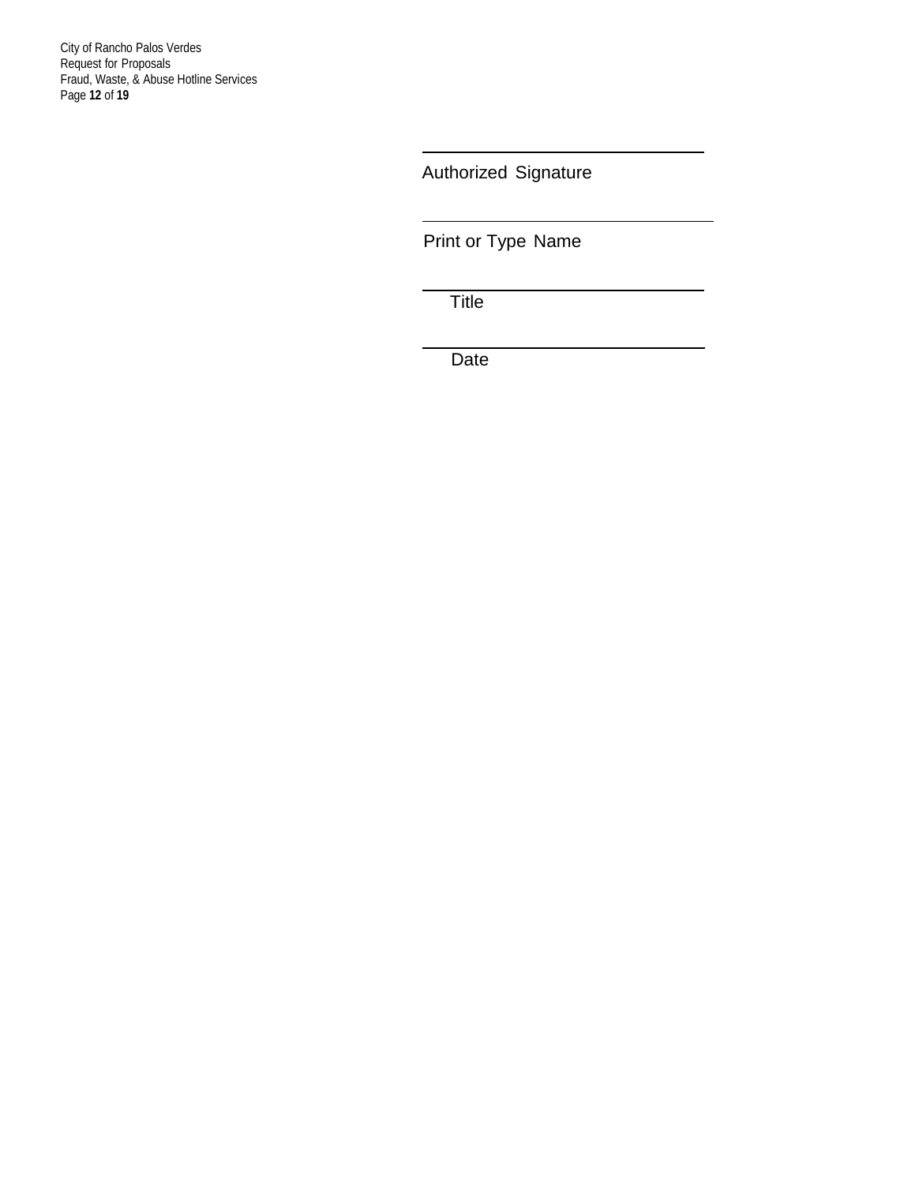\_\_\_\_\_\_\_\_\_\_\_\_\_\_\_\_\_\_\_\_\_\_\_\_\_\_\_\_\_\_

Authorized Signature

\_\_\_\_\_\_\_\_\_\_\_\_\_\_\_\_\_\_\_\_\_\_\_\_\_\_\_\_\_\_

Print or Type Name

\_\_\_\_\_\_\_\_\_\_\_\_\_\_\_\_\_\_\_\_\_\_\_\_\_\_\_\_\_\_

Title

\_\_\_\_\_\_\_\_\_\_\_\_\_\_\_\_\_\_\_\_\_\_\_\_\_\_\_\_\_\_

Date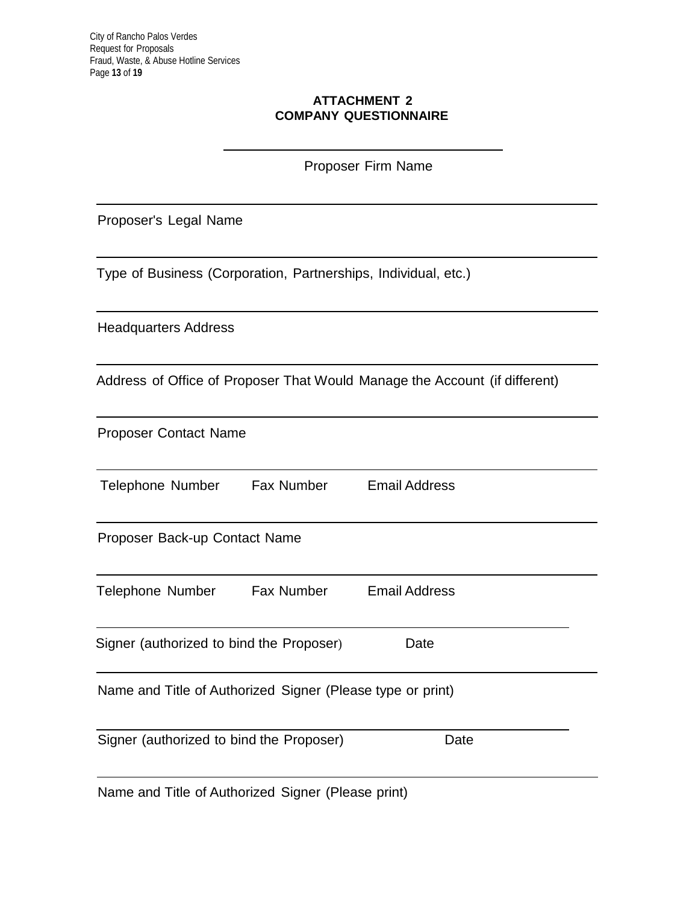## ATTACHMENT 2
## COMPANY QUESTIONNAIRE

\_\_\_\_\_\_\_\_\_\_\_\_\_\_\_\_\_\_\_\_\_\_\_\_\_\_\_\_\_\_\_\_\_\_\_\_\_\_\_\_

Proposer Firm Name

\_\_\_\_\_\_\_\_\_\_\_\_\_\_\_\_\_\_\_\_\_\_\_\_\_\_\_\_\_\_\_\_\_\_\_\_\_\_\_\_\_\_\_\_\_\_\_\_\_\_\_\_\_\_\_\_\_\_\_\_\_\_\_\_\_\_\_\_\_\_\_\_

Proposer's Legal Name

\_\_\_\_\_\_\_\_\_\_\_\_\_\_\_\_\_\_\_\_\_\_\_\_\_\_\_\_\_\_\_\_\_\_\_\_\_\_\_\_\_\_\_\_\_\_\_\_\_\_\_\_\_\_\_\_\_\_\_\_\_\_\_\_\_\_\_\_\_\_\_\_

Type of Business (Corporation, Partnerships, Individual, etc.)

\_\_\_\_\_\_\_\_\_\_\_\_\_\_\_\_\_\_\_\_\_\_\_\_\_\_\_\_\_\_\_\_\_\_\_\_\_\_\_\_\_\_\_\_\_\_\_\_\_\_\_\_\_\_\_\_\_\_\_\_\_\_\_\_\_\_\_\_\_\_\_\_

Headquarters Address

\_\_\_\_\_\_\_\_\_\_\_\_\_\_\_\_\_\_\_\_\_\_\_\_\_\_\_\_\_\_\_\_\_\_\_\_\_\_\_\_\_\_\_\_\_\_\_\_\_\_\_\_\_\_\_\_\_\_\_\_\_\_\_\_\_\_\_\_\_\_\_\_

Address of Office of Proposer That Would Manage the Account (if different)

\_\_\_\_\_\_\_\_\_\_\_\_\_\_\_\_\_\_\_\_\_\_\_\_\_\_\_\_\_\_\_\_\_\_\_\_\_\_\_\_\_\_\_\_\_\_\_\_\_\_\_\_\_\_\_\_\_\_\_\_\_\_\_\_\_\_\_\_\_\_\_\_

Proposer Contact Name

\_\_\_\_\_\_\_\_\_\_\_\_\_\_\_\_\_\_\_\_\_\_\_\_\_\_\_\_\_\_\_\_\_\_\_\_\_\_\_\_\_\_\_\_\_\_\_\_\_\_\_\_\_\_\_\_\_\_\_\_\_\_\_\_\_\_\_\_\_\_\_\_

Telephone Number Fax Number Email Address

\_\_\_\_\_\_\_\_\_\_\_\_\_\_\_\_\_\_\_\_\_\_\_\_\_\_\_\_\_\_\_\_\_\_\_\_\_\_\_\_\_\_\_\_\_\_\_\_\_\_\_\_\_\_\_\_\_\_\_\_\_\_\_\_\_\_\_\_\_\_\_\_

Proposer Back-up Contact Name

\_\_\_\_\_\_\_\_\_\_\_\_\_\_\_\_\_\_\_\_\_\_\_\_\_\_\_\_\_\_\_\_\_\_\_\_\_\_\_\_\_\_\_\_\_\_\_\_\_\_\_\_\_\_\_\_\_\_\_\_\_\_\_\_\_\_\_\_\_\_\_\_

Telephone Number Fax Number Email Address

\_\_\_\_\_\_\_\_\_\_\_\_\_\_\_\_\_\_\_\_\_\_\_\_\_\_\_\_\_\_\_\_\_\_\_\_\_\_\_\_\_\_\_\_\_\_\_\_\_\_\_\_\_\_\_\_\_\_\_\_\_\_\_\_\_\_\_\_

Signer (authorized to bind the Proposer) Date

\_\_\_\_\_\_\_\_\_\_\_\_\_\_\_\_\_\_\_\_\_\_\_\_\_\_\_\_\_\_\_\_\_\_\_\_\_\_\_\_\_\_\_\_\_\_\_\_\_\_\_\_\_\_\_\_\_\_\_\_\_\_\_\_\_\_\_\_\_\_\_\_

Name and Title of Authorized Signer (Please type or print)

\_\_\_\_\_\_\_\_\_\_\_\_\_\_\_\_\_\_\_\_\_\_\_\_\_\_\_\_\_\_\_\_\_\_\_\_\_\_\_\_\_\_\_\_\_\_\_\_\_\_\_\_\_\_\_\_\_\_\_\_\_\_\_\_\_\_\_\_

Signer (authorized to bind the Proposer) Date

\_\_\_\_\_\_\_\_\_\_\_\_\_\_\_\_\_\_\_\_\_\_\_\_\_\_\_\_\_\_\_\_\_\_\_\_\_\_\_\_\_\_\_\_\_\_\_\_\_\_\_\_\_\_\_\_\_\_\_\_\_\_\_\_\_\_\_\_\_\_\_\_

Name and Title of Authorized Signer (Please print)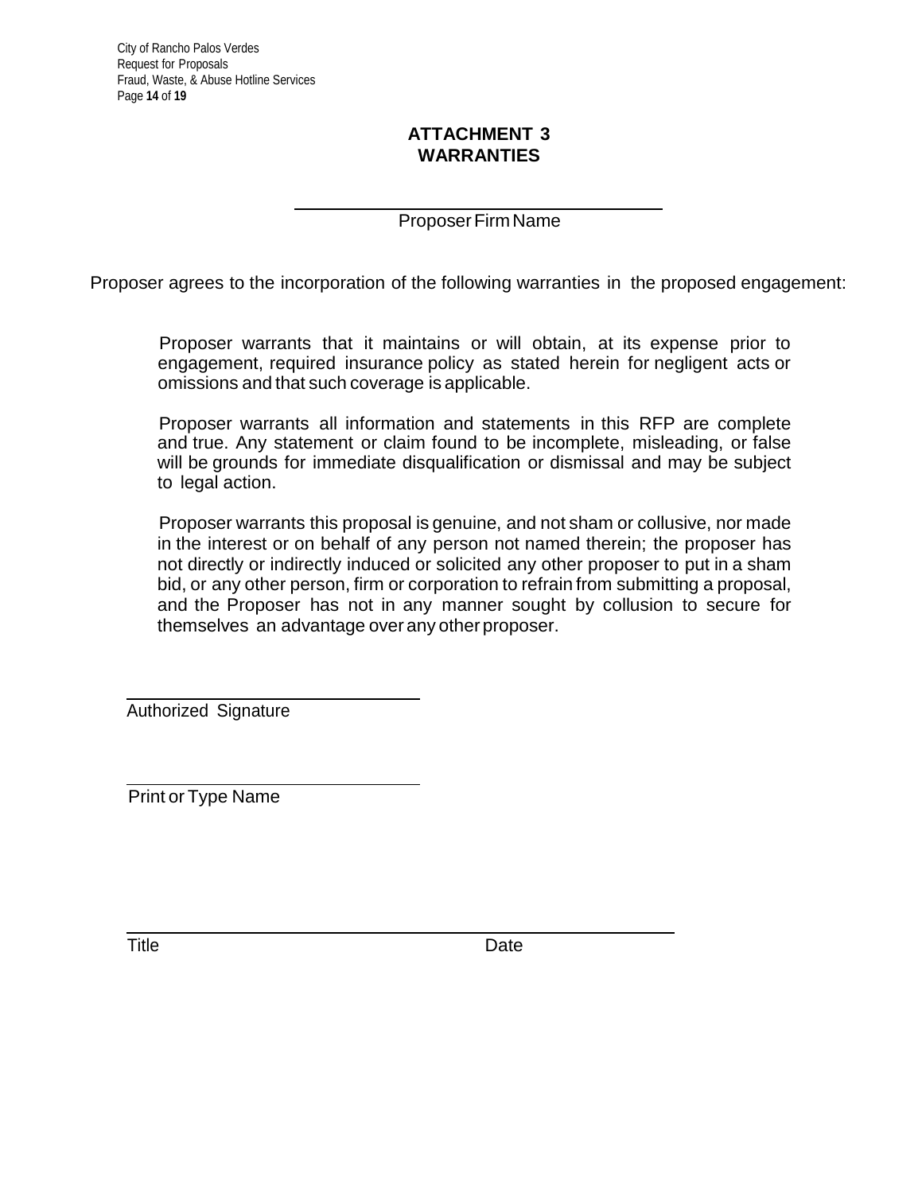# ATTACHMENT 3
# WARRANTIES

\_\_\_\_\_\_\_\_\_\_\_\_\_\_\_\_\_\_\_\_\_\_\_\_\_\_\_\_\_\_\_\_\_\_\_\_\_\_\_\_

Proposer Firm Name

Proposer agrees to the incorporation of the following warranties in the proposed engagement:

Proposer warrants that it maintains or will obtain, at its expense prior to engagement, required insurance policy as stated herein for negligent acts or omissions and that such coverage is applicable.

Proposer warrants all information and statements in this RFP are complete and true. Any statement or claim found to be incomplete, misleading, or false will be grounds for immediate disqualification or dismissal and may be subject to legal action.

Proposer warrants this proposal is genuine, and not sham or collusive, nor made in the interest or on behalf of any person not named therein; the proposer has not directly or indirectly induced or solicited any other proposer to put in a sham bid, or any other person, firm or corporation to refrain from submitting a proposal, and the Proposer has not in any manner sought by collusion to secure for themselves an advantage over any other proposer.

\_\_\_\_\_\_\_\_\_\_\_\_\_\_\_\_\_\_\_\_\_\_\_\_\_\_\_\_\_\_\_\_

Authorized Signature

\_\_\_\_\_\_\_\_\_\_\_\_\_\_\_\_\_\_\_\_\_\_\_\_\_\_\_\_\_\_\_\_

Print or Type Name

\_\_\_\_\_\_\_\_\_\_\_\_\_\_\_\_\_\_\_\_\_\_\_\_\_\_\_\_\_\_\_\_\_\_\_\_\_\_\_\_\_\_\_\_\_\_\_\_\_\_\_\_\_\_\_\_\_\_\_\_

Title Date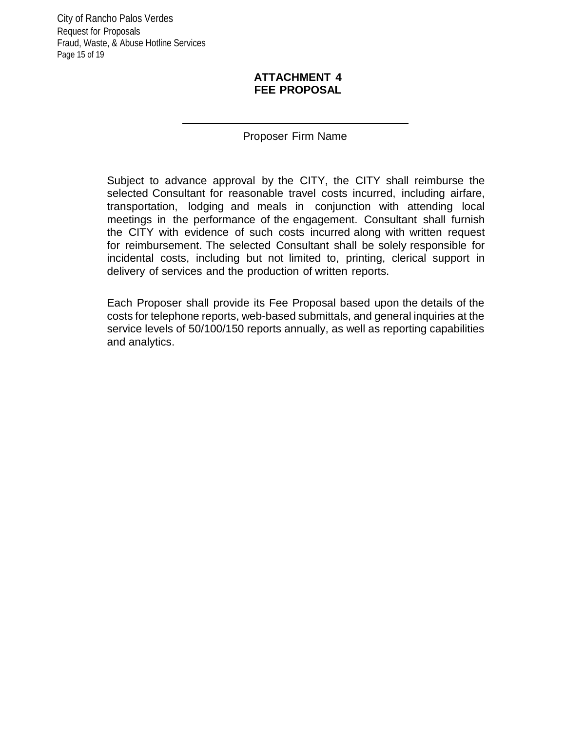# ATTACHMENT 4
# FEE PROPOSAL

\_\_\_\_\_\_\_\_\_\_\_\_\_\_\_\_\_\_\_\_\_\_\_\_\_\_\_\_\_\_\_\_\_\_\_\_\_\_

Proposer Firm Name

Subject to advance approval by the CITY, the CITY shall reimburse the selected Consultant for reasonable travel costs incurred, including airfare, transportation, lodging and meals in conjunction with attending local meetings in the performance of the engagement. Consultant shall furnish the CITY with evidence of such costs incurred along with written request for reimbursement. The selected Consultant shall be solely responsible for incidental costs, including but not limited to, printing, clerical support in delivery of services and the production of written reports.

Each Proposer shall provide its Fee Proposal based upon the details of the costs for telephone reports, web-based submittals, and general inquiries at the service levels of 50/100/150 reports annually, as well as reporting capabilities and analytics.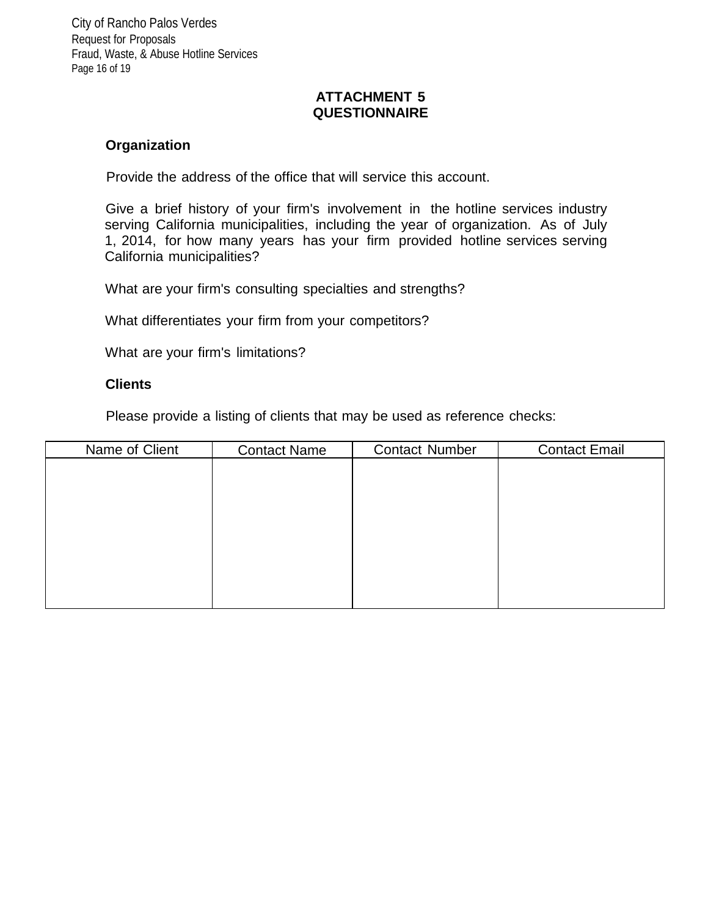# ATTACHMENT 5
# QUESTIONNAIRE

### Organization

Provide the address of the office that will service this account.

Give a brief history of your firm's involvement in the hotline services industry serving California municipalities, including the year of organization. As of July 1, 2014, for how many years has your firm provided hotline services serving California municipalities?

What are your firm's consulting specialties and strengths?

What differentiates your firm from your competitors?

What are your firm's limitations?

### Clients

Please provide a listing of clients that may be used as reference checks:

| Name of Client | Contact Name | Contact Number | Contact Email |
|---|---|---|---|
| | | | |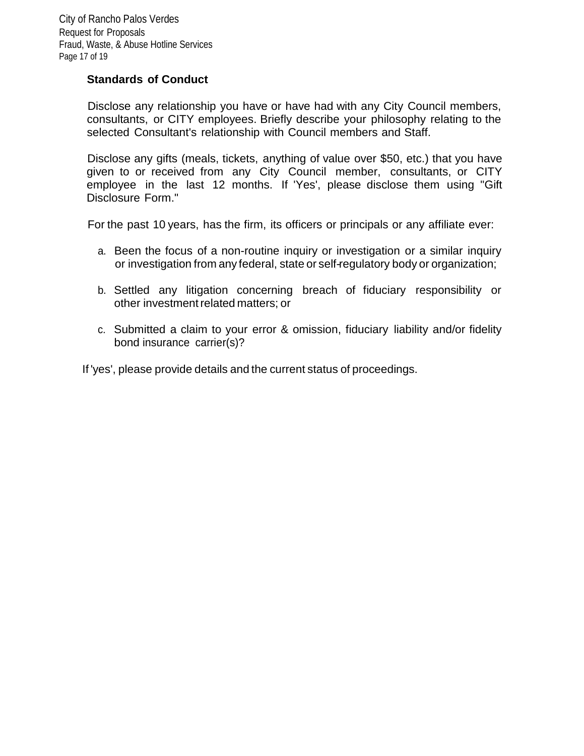### Standards of Conduct

Disclose any relationship you have or have had with any City Council members, consultants, or CITY employees. Briefly describe your philosophy relating to the selected Consultant's relationship with Council members and Staff.

Disclose any gifts (meals, tickets, anything of value over $50, etc.) that you have given to or received from any City Council member, consultants, or CITY employee in the last 12 months. If 'Yes', please disclose them using "Gift Disclosure Form."

For the past 10 years, has the firm, its officers or principals or any affiliate ever:

a. Been the focus of a non-routine inquiry or investigation or a similar inquiry or investigation from any federal, state or self-regulatory body or organization;

b. Settled any litigation concerning breach of fiduciary responsibility or other investment related matters; or

c. Submitted a claim to your error & omission, fiduciary liability and/or fidelity bond insurance carrier(s)?

If 'yes', please provide details and the current status of proceedings.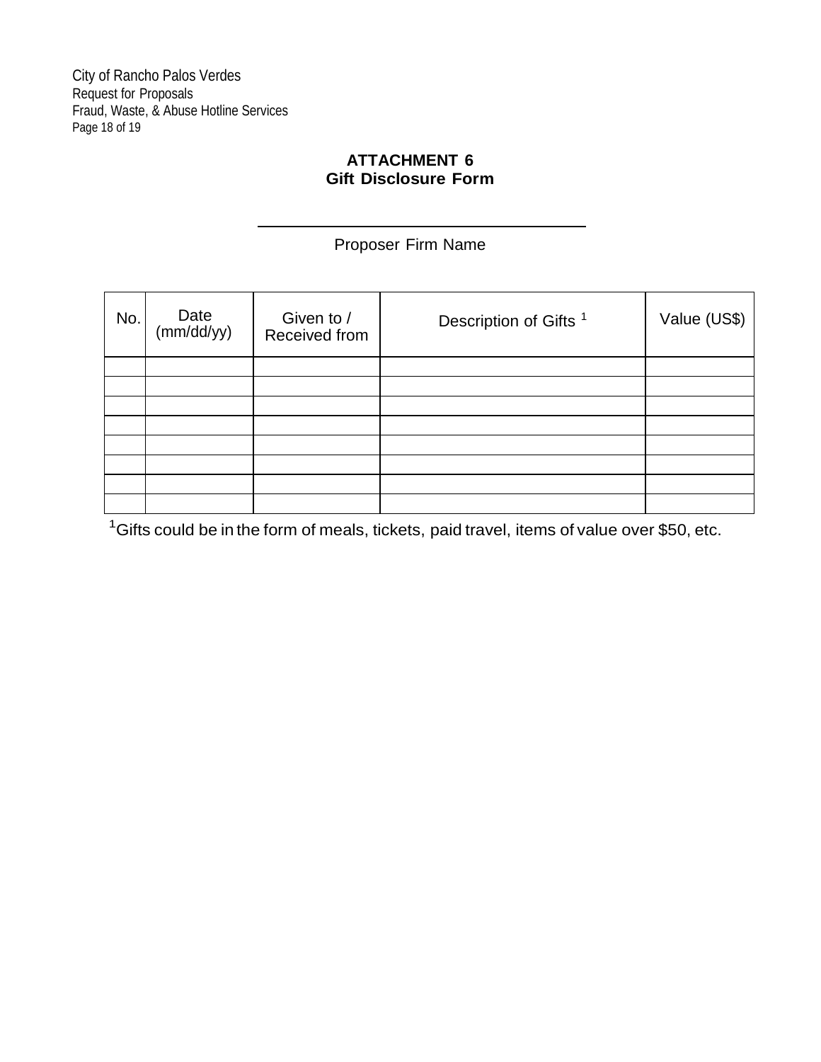# ATTACHMENT 6
## Gift Disclosure Form

\_\_\_\_\_\_\_\_\_\_\_\_\_\_\_\_\_\_\_\_\_\_\_\_\_\_\_\_\_\_\_\_\_\_\_\_

Proposer Firm Name

| No. | Date (mm/dd/yy) | Given to / Received from | Description of Gifts [1] | Value (US$) |
|---|---|---|---|---|
| | | | | |
| | | | | |
| | | | | |
| | | | | |
| | | | | |
| | | | | |
| | | | | |
| | | | | |

[1]Gifts could be in the form of meals, tickets, paid travel, items of value over $50, etc.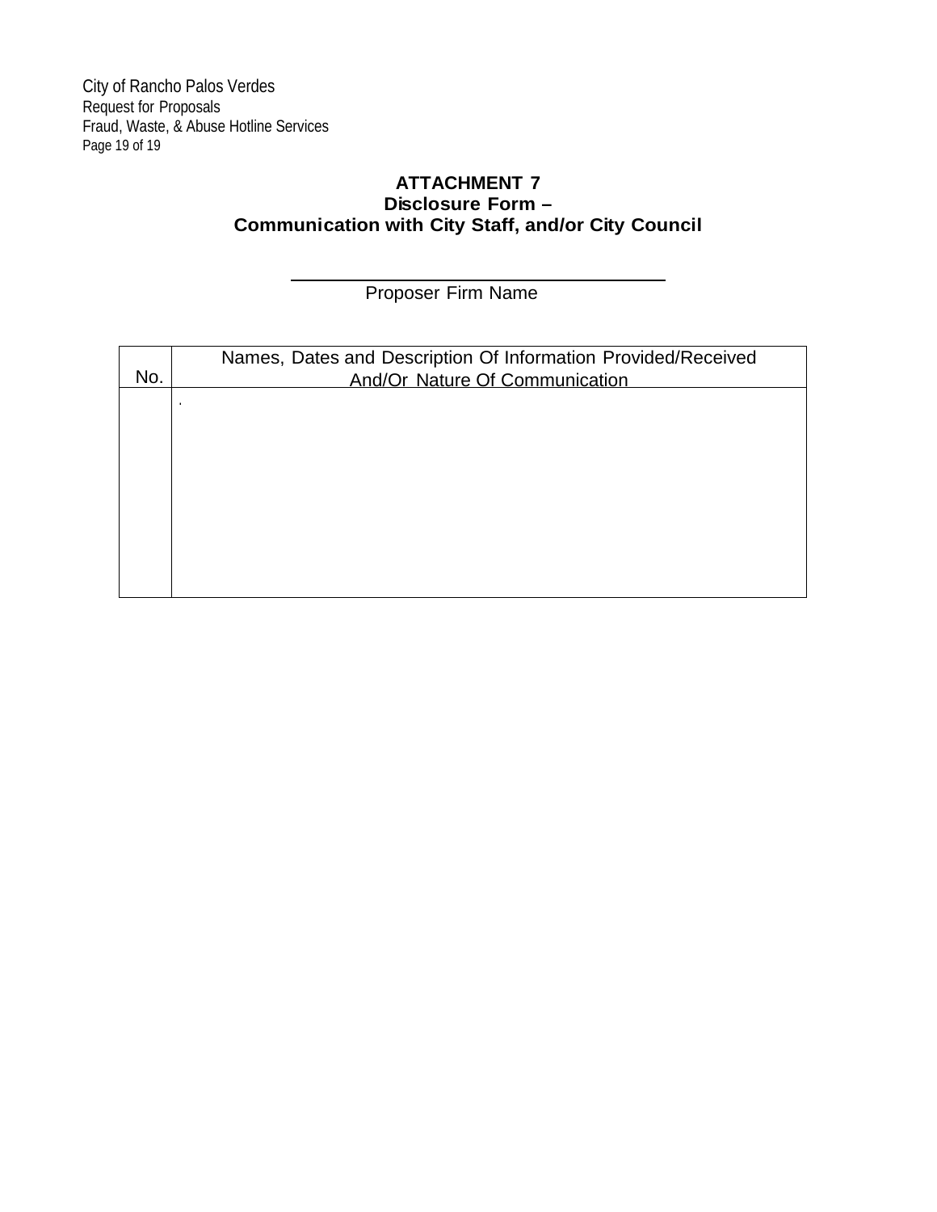## ATTACHMENT 7
## Disclosure Form – Communication with City Staff, and/or City Council

\_\_\_\_\_\_\_\_\_\_\_\_\_\_\_\_\_\_\_\_\_\_\_\_\_\_\_\_\_\_\_\_\_\_\_\_

Proposer Firm Name

| No. | Names, Dates and Description Of Information Provided/Received And/Or Nature Of Communication |
|---|---|
| | . |